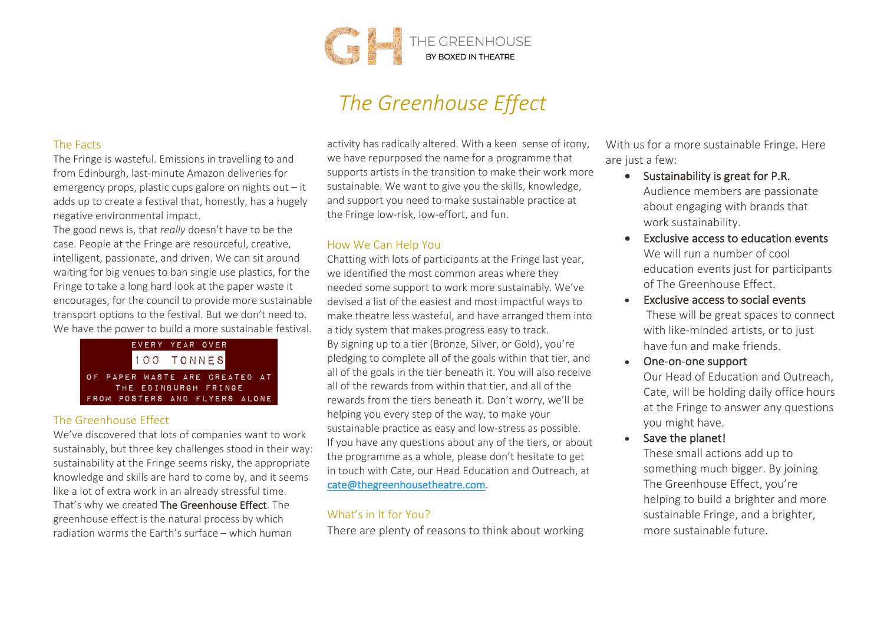THE GREENHOUSE
BY BOXED IN THEATRE

# *The Greenhouse Effect*

## The Facts

The Fringe is wasteful. Emissions in travelling to and from Edinburgh, last-minute Amazon deliveries for emergency props, plastic cups galore on nights out – it adds up to create a festival that, honestly, has a hugely negative environmental impact.

The good news is, that *really* doesn't have to be the case. People at the Fringe are resourceful, creative, intelligent, passionate, and driven. We can sit around waiting for big venues to ban single use plastics, for the Fringe to take a long hard look at the paper waste it encourages, for the council to provide more sustainable transport options to the festival. But we don't need to. We have the power to build a more sustainable festival.

EVERY YEAR OVER
100 TONNES
OF PAPER WASTE ARE CREATED AT THE EDINBURGH FRINGE FROM POSTERS AND FLYERS ALONE

## The Greenhouse Effect

We've discovered that lots of companies want to work sustainably, but three key challenges stood in their way: sustainability at the Fringe seems risky, the appropriate knowledge and skills are hard to come by, and it seems like a lot of extra work in an already stressful time. That's why we created The Greenhouse Effect. The greenhouse effect is the natural process by which radiation warms the Earth's surface – which human activity has radically altered. With a keen sense of irony, we have repurposed the name for a programme that supports artists in the transition to make their work more sustainable. We want to give you the skills, knowledge, and support you need to make sustainable practice at the Fringe low-risk, low-effort, and fun.

## How We Can Help You

Chatting with lots of participants at the Fringe last year, we identified the most common areas where they needed some support to work more sustainably. We've devised a list of the easiest and most impactful ways to make theatre less wasteful, and have arranged them into a tidy system that makes progress easy to track.

By signing up to a tier (Bronze, Silver, or Gold), you're pledging to complete all of the goals within that tier, and all of the goals in the tier beneath it. You will also receive all of the rewards from within that tier, and all of the rewards from the tiers beneath it. Don't worry, we'll be helping you every step of the way, to make your sustainable practice as easy and low-stress as possible.

If you have any questions about any of the tiers, or about the programme as a whole, please don't hesitate to get in touch with Cate, our Head Education and Outreach, at cate@thegreenhousetheatre.com.

## What's in It for You?

There are plenty of reasons to think about working With us for a more sustainable Fringe. Here are just a few:

- Sustainability is great for P.R.
  Audience members are passionate about engaging with brands that work sustainability.
- Exclusive access to education events
  We will run a number of cool education events just for participants of The Greenhouse Effect.
- Exclusive access to social events
  These will be great spaces to connect with like-minded artists, or to just have fun and make friends.
- One-on-one support
  Our Head of Education and Outreach, Cate, will be holding daily office hours at the Fringe to answer any questions you might have.
- Save the planet!
  These small actions add up to something much bigger. By joining The Greenhouse Effect, you're helping to build a brighter and more sustainable Fringe, and a brighter, more sustainable future.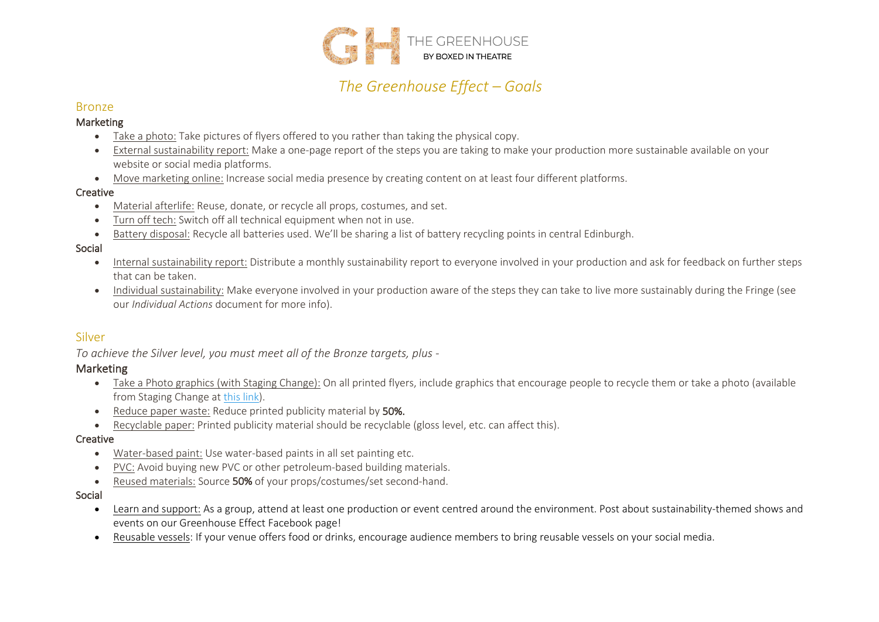THE GREENHOUSE
BY BOXED IN THEATRE

# *The Greenhouse Effect – Goals*

## Bronze

### Marketing

- Take a photo: Take pictures of flyers offered to you rather than taking the physical copy.
- External sustainability report: Make a one-page report of the steps you are taking to make your production more sustainable available on your website or social media platforms.
- Move marketing online: Increase social media presence by creating content on at least four different platforms.

### Creative

- Material afterlife: Reuse, donate, or recycle all props, costumes, and set.
- Turn off tech: Switch off all technical equipment when not in use.
- Battery disposal: Recycle all batteries used. We'll be sharing a list of battery recycling points in central Edinburgh.

### Social

- Internal sustainability report: Distribute a monthly sustainability report to everyone involved in your production and ask for feedback on further steps that can be taken.
- Individual sustainability: Make everyone involved in your production aware of the steps they can take to live more sustainably during the Fringe (see our *Individual Actions* document for more info).

## Silver

*To achieve the Silver level, you must meet all of the Bronze targets, plus -*

### Marketing

- Take a Photo graphics (with Staging Change): On all printed flyers, include graphics that encourage people to recycle them or take a photo (available from Staging Change at this link).
- Reduce paper waste: Reduce printed publicity material by **50%.**
- Recyclable paper: Printed publicity material should be recyclable (gloss level, etc. can affect this).

### Creative

- Water-based paint: Use water-based paints in all set painting etc.
- PVC: Avoid buying new PVC or other petroleum-based building materials.
- Reused materials: Source **50%** of your props/costumes/set second-hand.

### Social

- Learn and support: As a group, attend at least one production or event centred around the environment. Post about sustainability-themed shows and events on our Greenhouse Effect Facebook page!
- Reusable vessels: If your venue offers food or drinks, encourage audience members to bring reusable vessels on your social media.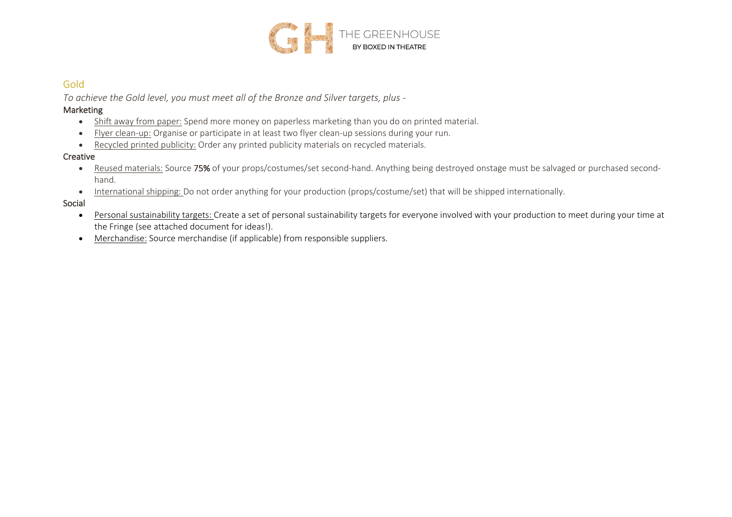## Gold

*To achieve the Gold level, you must meet all of the Bronze and Silver targets, plus -*

### Marketing

- Shift away from paper: Spend more money on paperless marketing than you do on printed material.
- Flyer clean-up: Organise or participate in at least two flyer clean-up sessions during your run.
- Recycled printed publicity: Order any printed publicity materials on recycled materials.

### Creative

- Reused materials: Source **75%** of your props/costumes/set second-hand. Anything being destroyed onstage must be salvaged or purchased second-hand.
- International shipping: Do not order anything for your production (props/costume/set) that will be shipped internationally.

### Social

- Personal sustainability targets: Create a set of personal sustainability targets for everyone involved with your production to meet during your time at the Fringe (see attached document for ideas!).
- Merchandise: Source merchandise (if applicable) from responsible suppliers.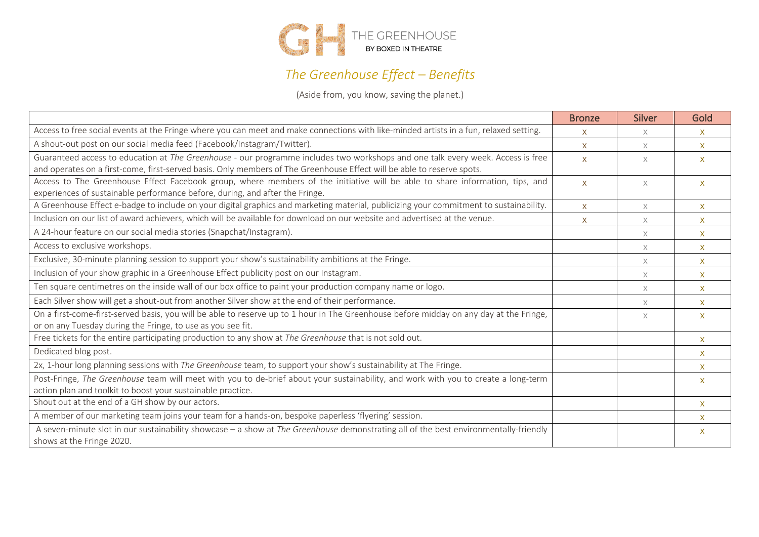THE GREENHOUSE
BY BOXED IN THEATRE

## *The Greenhouse Effect – Benefits*

(Aside from, you know, saving the planet.)

| | Bronze | Silver | Gold |
|---|---|---|---|
| Access to free social events at the Fringe where you can meet and make connections with like-minded artists in a fun, relaxed setting. | X | X | X |
| A shout-out post on our social media feed (Facebook/Instagram/Twitter). | X | X | X |
| Guaranteed access to education at *The Greenhouse* - our programme includes two workshops and one talk every week. Access is free and operates on a first-come, first-served basis. Only members of The Greenhouse Effect will be able to reserve spots. | X | X | X |
| Access to The Greenhouse Effect Facebook group, where members of the initiative will be able to share information, tips, and experiences of sustainable performance before, during, and after the Fringe. | X | X | X |
| A Greenhouse Effect e-badge to include on your digital graphics and marketing material, publicizing your commitment to sustainability. | X | X | X |
| Inclusion on our list of award achievers, which will be available for download on our website and advertised at the venue. | X | X | X |
| A 24-hour feature on our social media stories (Snapchat/Instagram). | | X | X |
| Access to exclusive workshops. | | X | X |
| Exclusive, 30-minute planning session to support your show's sustainability ambitions at the Fringe. | | X | X |
| Inclusion of your show graphic in a Greenhouse Effect publicity post on our Instagram. | | X | X |
| Ten square centimetres on the inside wall of our box office to paint your production company name or logo. | | X | X |
| Each Silver show will get a shout-out from another Silver show at the end of their performance. | | X | X |
| On a first-come-first-served basis, you will be able to reserve up to 1 hour in The Greenhouse before midday on any day at the Fringe, or on any Tuesday during the Fringe, to use as you see fit. | | X | X |
| Free tickets for the entire participating production to any show at *The Greenhouse* that is not sold out. | | | X |
| Dedicated blog post. | | | X |
| 2x, 1-hour long planning sessions with *The Greenhouse* team, to support your show's sustainability at The Fringe. | | | X |
| Post-Fringe, *The Greenhouse* team will meet with you to de-brief about your sustainability, and work with you to create a long-term action plan and toolkit to boost your sustainable practice. | | | X |
| Shout out at the end of a GH show by our actors. | | | X |
| A member of our marketing team joins your team for a hands-on, bespoke paperless 'flyering' session. | | | X |
| A seven-minute slot in our sustainability showcase – a show at *The Greenhouse* demonstrating all of the best environmentally-friendly shows at the Fringe 2020. | | | X |